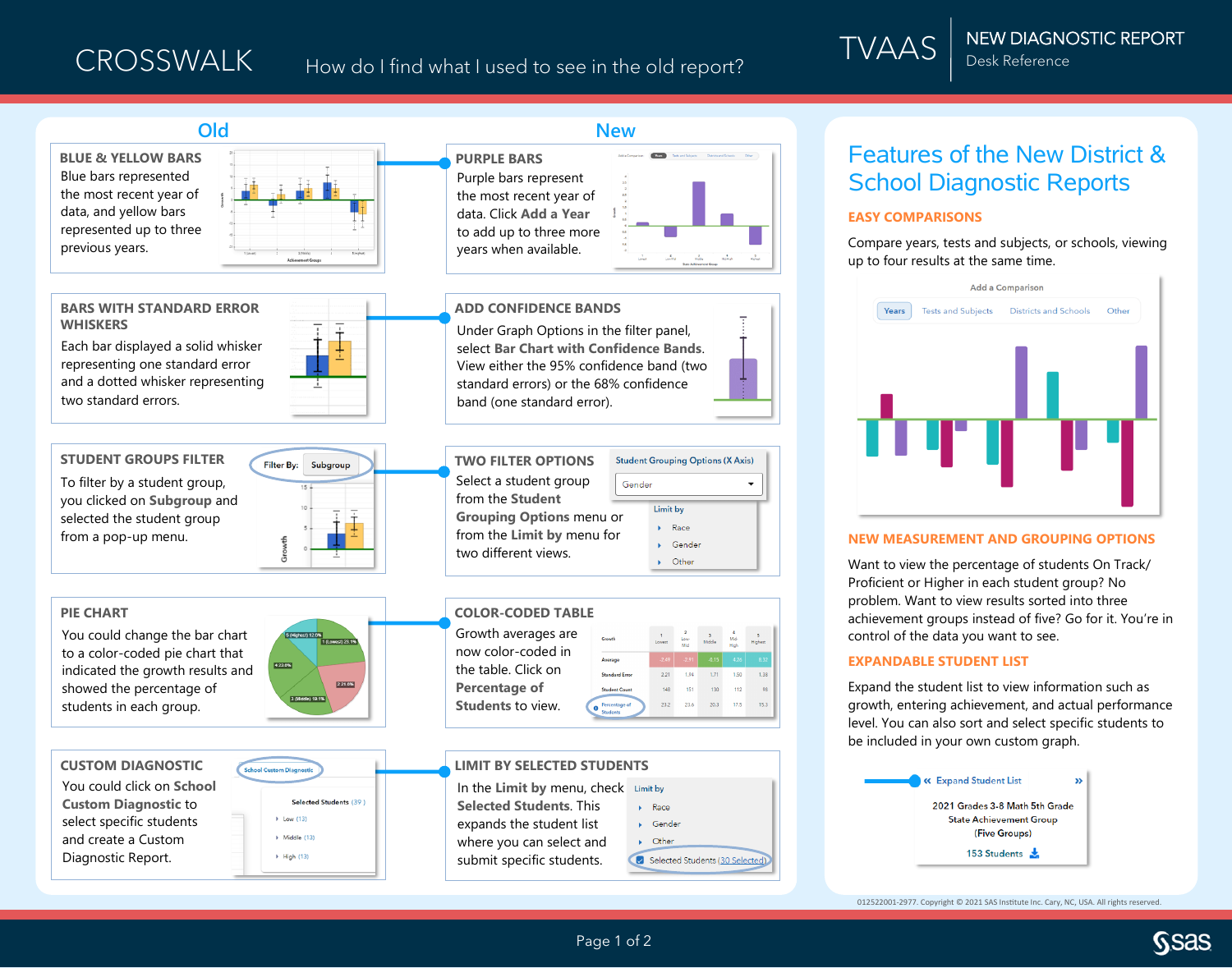# CROSSWALK

How do I find what I used to see in the old report?

TVAAS | NEW DIAGNOSTIC REPORT
Desk Reference

## Old

### BLUE & YELLOW BARS

Blue bars represented the most recent year of data, and yellow bars represented up to three previous years.

### BARS WITH STANDARD ERROR WHISKERS

Each bar displayed a solid whisker representing one standard error and a dotted whisker representing two standard errors.

### STUDENT GROUPS FILTER

To filter by a student group, you clicked on **Subgroup** and selected the student group from a pop-up menu.

### PIE CHART

You could change the bar chart to a color-coded pie chart that indicated the growth results and showed the percentage of students in each group.

### CUSTOM DIAGNOSTIC

You could click on **School Custom Diagnostic** to select specific students and create a Custom Diagnostic Report.

## New

### PURPLE BARS

Purple bars represent the most recent year of data. Click **Add a Year** to add up to three more years when available.

### ADD CONFIDENCE BANDS

Under Graph Options in the filter panel, select **Bar Chart with Confidence Bands.** View either the 95% confidence band (two standard errors) or the 68% confidence band (one standard error).

### TWO FILTER OPTIONS

Select a student group from the **Student Grouping Options** menu or from the **Limit by** menu for two different views.

### COLOR-CODED TABLE

Growth averages are now color-coded in the table. Click on **Percentage of Students** to view.

### LIMIT BY SELECTED STUDENTS

In the **Limit by** menu, check **Selected Students.** This expands the student list where you can select and submit specific students.

# Features of the New District & School Diagnostic Reports

## EASY COMPARISONS

Compare years, tests and subjects, or schools, viewing up to four results at the same time.

## NEW MEASUREMENT AND GROUPING OPTIONS

Want to view the percentage of students On Track/ Proficient or Higher in each student group? No problem. Want to view results sorted into three achievement groups instead of five? Go for it. You're in control of the data you want to see.

## EXPANDABLE STUDENT LIST

Expand the student list to view information such as growth, entering achievement, and actual performance level. You can also sort and select specific students to be included in your own custom graph.

012522001-2977. Copyright © 2021 SAS Institute Inc. Cary, NC, USA. All rights reserved.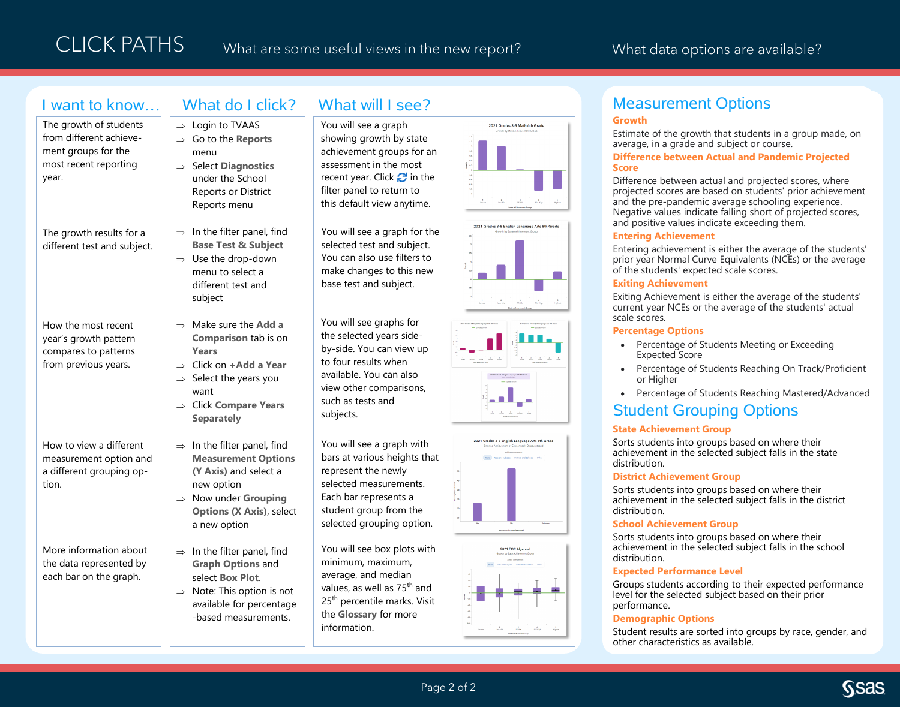# CLICK PATHS

What are some useful views in the new report?

What data options are available?

| I want to know… | What do I click? | What will I see? |
| --- | --- | --- |
| The growth of students from different achievement groups for the most recent reporting year. | ⇒ Login to TVAAS<br>⇒ Go to the **Reports** menu<br>⇒ Select **Diagnostics** under the School Reports or District Reports menu | You will see a graph showing growth by state achievement groups for an assessment in the most recent year. Click 🔄 in the filter panel to return to this default view anytime. |
| The growth results for a different test and subject. | ⇒ In the filter panel, find **Base Test & Subject**<br>⇒ Use the drop-down menu to select a different test and subject | You will see a graph for the selected test and subject. You can also use filters to make changes to this new base test and subject. |
| How the most recent year's growth pattern compares to patterns from previous years. | ⇒ Make sure the **Add a Comparison** tab is on **Years**<br>⇒ Click on **+Add a Year**<br>⇒ Select the years you want<br>⇒ Click **Compare Years Separately** | You will see graphs for the selected years side-by-side. You can view up to four results when available. You can also view other comparisons, such as tests and subjects. |
| How to view a different measurement option and a different grouping option. | ⇒ In the filter panel, find **Measurement Options (Y Axis)** and select a new option<br>⇒ Now under **Grouping Options (X Axis)**, select a new option | You will see a graph with bars at various heights that represent the newly selected measurements. Each bar represents a student group from the selected grouping option. |
| More information about the data represented by each bar on the graph. | ⇒ In the filter panel, find **Graph Options** and select **Box Plot**.<br>⇒ Note: This option is not available for percentage-based measurements. | You will see box plots with minimum, maximum, average, and median values, as well as $75^{th}$ and $25^{th}$ percentile marks. Visit the **Glossary** for more information. |

## Measurement Options

### Growth

Estimate of the growth that students in a group made, on average, in a grade and subject or course.

### Difference between Actual and Pandemic Projected Score

Difference between actual and projected scores, where projected scores are based on students' prior achievement and the pre-pandemic average schooling experience. Negative values indicate falling short of projected scores, and positive values indicate exceeding them.

### Entering Achievement

Entering achievement is either the average of the students' prior year Normal Curve Equivalents (NCEs) or the average of the students' expected scale scores.

### Exiting Achievement

Exiting Achievement is either the average of the students' current year NCEs or the average of the students' actual scale scores.

### Percentage Options

- Percentage of Students Meeting or Exceeding Expected Score
- Percentage of Students Reaching On Track/Proficient or Higher
- Percentage of Students Reaching Mastered/Advanced

## Student Grouping Options

### State Achievement Group

Sorts students into groups based on where their achievement in the selected subject falls in the state distribution.

### District Achievement Group

Sorts students into groups based on where their achievement in the selected subject falls in the district distribution.

### School Achievement Group

Sorts students into groups based on where their achievement in the selected subject falls in the school distribution.

### Expected Performance Level

Groups students according to their expected performance level for the selected subject based on their prior performance.

### Demographic Options

Student results are sorted into groups by race, gender, and other characteristics as available.